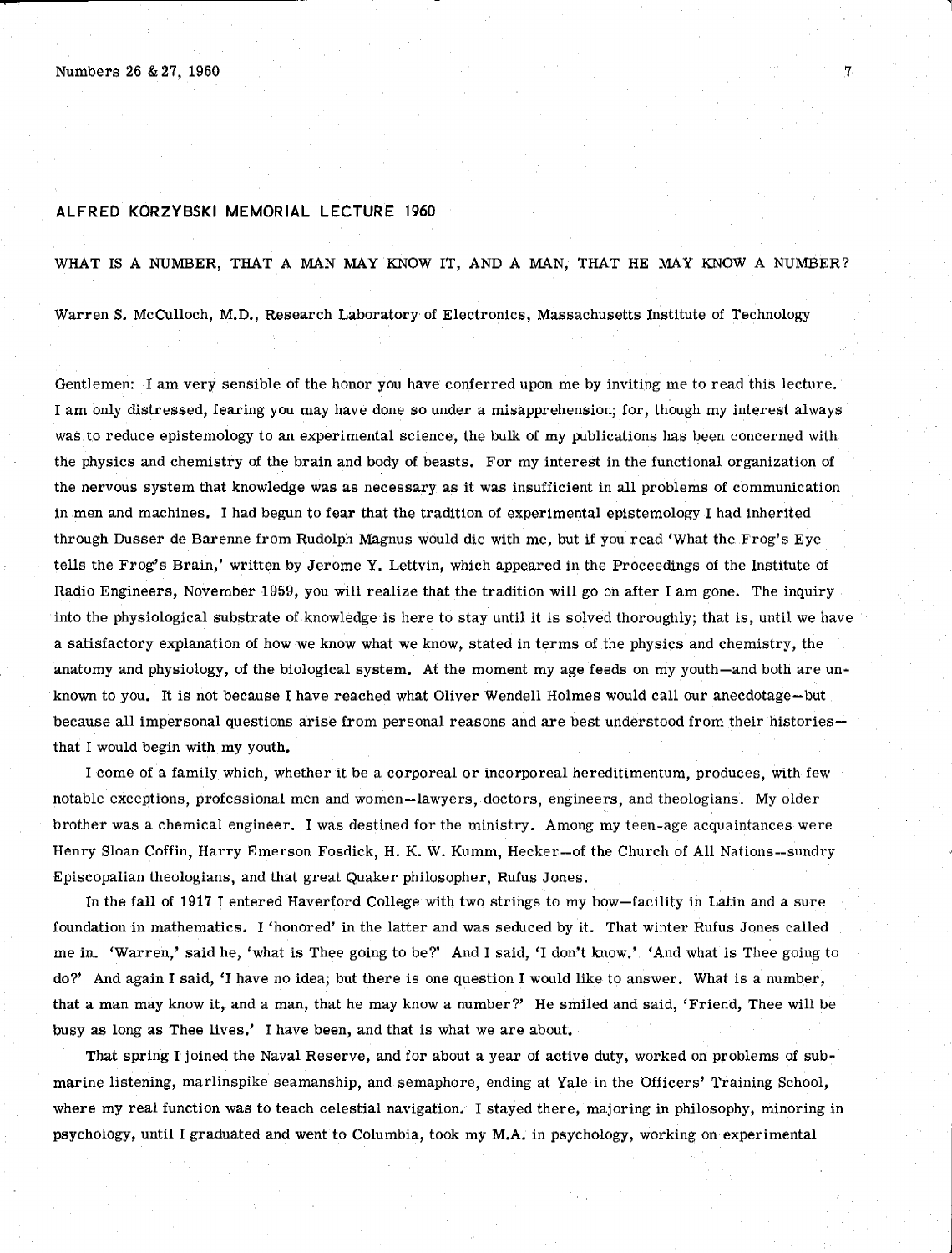## ALFRED KORZYBSKI MEMORIAL LECTURE 1960

### WHAT IS A NUMBER, THAT A MAN MAY KNOW IT, AND A MAN, THAT HE MAY KNOW A NUMBER?

Warren S. McCulloch, M.D., Research Laboratory of Electronics, Massachusetts Institute of Technology

Gentlemen: I am very sensible of the honor you have conferred upon me by inviting me to read this lecture. I am only distressed, fearing you may have done so under a misapprehension; for, though my interest always was to reduce epistemology to an experimental science, the bulk of my publications has been concerned with the physics and chemistry of the brain and body of beasts. For my interest in the functional organization of the nervous system that knowledge was as necessary as it was insufficient in all problems of communication in men and machines. I had begun to fear that the tradition of experimental epistemology I had inherited through Dusser de Barenne from Rudolph Magnus would die with me, but if you read 'What the Frog's Eye tells the Frog's Brain,' written by Jerome Y. Lettvin, which appeared in the Proceedings of the Institute of Radio Engineers, November 1959, you will realize that the tradition will go on after I am gone. The inquiry into the physiological substrate of knowledge is here to stay until it is solved thoroughly; that is, until we have a satisfactory explanation of how we know what we know, stated in terms of the physics and chemistry, the anatomy and physiology, of the biological system. At the moment my age feeds on my youth—and both are unknown to you. It is not because I have reached what Oliver Wendell Holmes would call our anecdotage—but because all impersonal questions arise from personal reasons and are best understood from their histories—that I would begin with my youth.

I come of a family which, whether it be a corporeal or incorporeal hereditimentum, produces, with few notable exceptions, professional men and women—lawyers, doctors, engineers, and theologians. My older brother was a chemical engineer. I was destined for the ministry. Among my teen-age acquaintances were Henry Sloan Coffin, Harry Emerson Fosdick, H. K. W. Kumm, Hecker—of the Church of All Nations—sundry Episcopalian theologians, and that great Quaker philosopher, Rufus Jones.

In the fall of 1917 I entered Haverford College with two strings to my bow—facility in Latin and a sure foundation in mathematics. I 'honored' in the latter and was seduced by it. That winter Rufus Jones called me in. 'Warren,' said he, 'what is Thee going to be?' And I said, 'I don't know.' 'And what is Thee going to do?' And again I said, 'I have no idea; but there is one question I would like to answer. What is a number, that a man may know it, and a man, that he may know a number?' He smiled and said, 'Friend, Thee will be busy as long as Thee lives.' I have been, and that is what we are about.

That spring I joined the Naval Reserve, and for about a year of active duty, worked on problems of submarine listening, marlinspike seamanship, and semaphore, ending at Yale in the Officers' Training School, where my real function was to teach celestial navigation. I stayed there, majoring in philosophy, minoring in psychology, until I graduated and went to Columbia, took my M.A. in psychology, working on experimental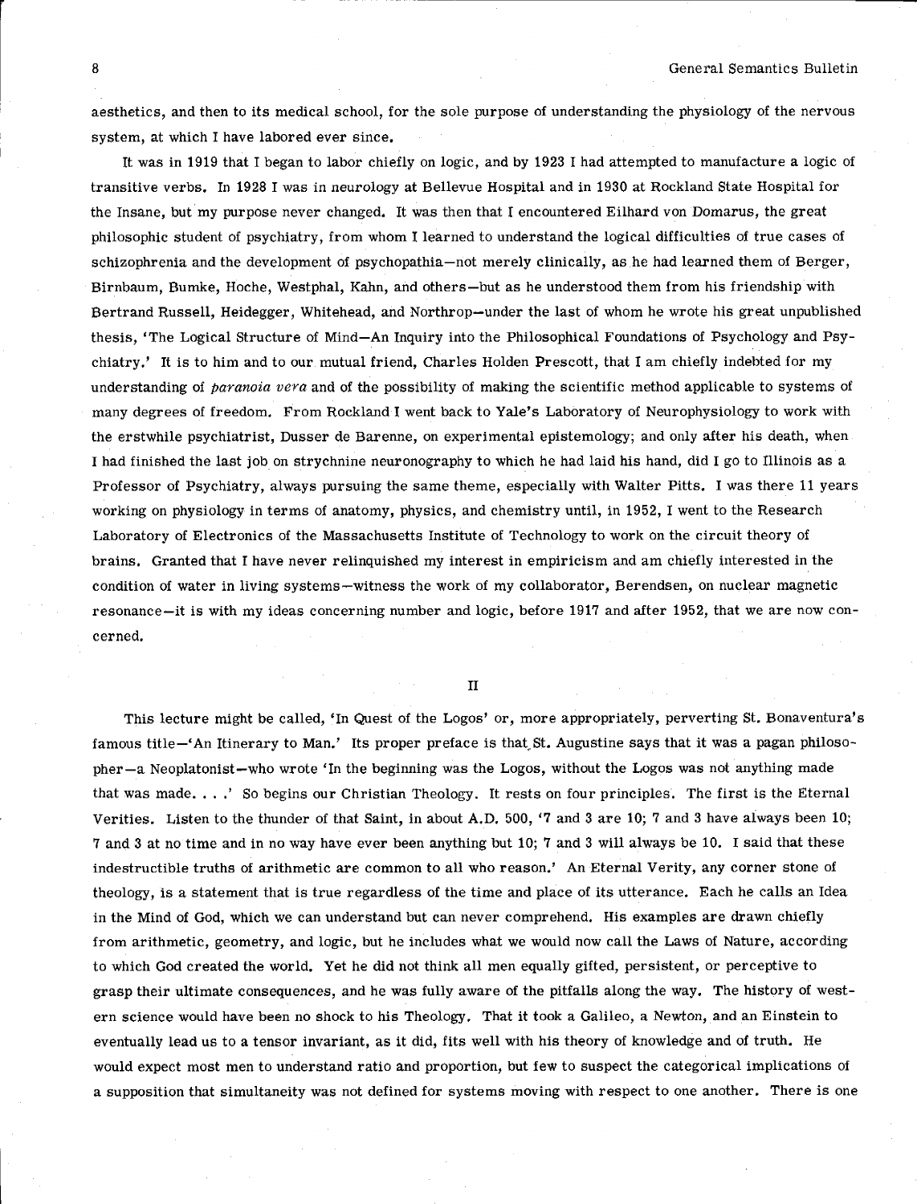aesthetics, and then to its medical school, for the sole purpose of understanding the physiology of the nervous system, at which I have labored ever since.

It was in 1919 that I began to labor chiefly on logic, and by 1923 I had attempted to manufacture a logic of transitive verbs. In 1928 I was in neurology at Bellevue Hospital and in 1930 at Rockland State Hospital for the Insane, but my purpose never changed. It was then that I encountered Eilhard von Domarus, the great philosophic student of psychiatry, from whom I learned to understand the logical difficulties of true cases of schizophrenia and the development of psychopathia—not merely clinically, as he had learned them of Berger, Birnbaum, Bumke, Hoche, Westphal, Kahn, and others—but as he understood them from his friendship with Bertrand Russell, Heidegger, Whitehead, and Northrop—under the last of whom he wrote his great unpublished thesis, 'The Logical Structure of Mind—An Inquiry into the Philosophical Foundations of Psychology and Psychiatry.' It is to him and to our mutual friend, Charles Holden Prescott, that I am chiefly indebted for my understanding of *paranoia vera* and of the possibility of making the scientific method applicable to systems of many degrees of freedom. From Rockland I went back to Yale's Laboratory of Neurophysiology to work with the erstwhile psychiatrist, Dusser de Barenne, on experimental epistemology; and only after his death, when I had finished the last job on strychnine neuronography to which he had laid his hand, did I go to Illinois as a Professor of Psychiatry, always pursuing the same theme, especially with Walter Pitts. I was there 11 years working on physiology in terms of anatomy, physics, and chemistry until, in 1952, I went to the Research Laboratory of Electronics of the Massachusetts Institute of Technology to work on the circuit theory of brains. Granted that I have never relinquished my interest in empiricism and am chiefly interested in the condition of water in living systems—witness the work of my collaborator, Berendsen, on nuclear magnetic resonance—it is with my ideas concerning number and logic, before 1917 and after 1952, that we are now concerned.

## II

This lecture might be called, 'In Quest of the Logos' or, more appropriately, perverting St. Bonaventura's famous title—'An Itinerary to Man.' Its proper preface is that St. Augustine says that it was a pagan philosopher—a Neoplatonist—who wrote 'In the beginning was the Logos, without the Logos was not anything made that was made. . . .' So begins our Christian Theology. It rests on four principles. The first is the Eternal Verities. Listen to the thunder of that Saint, in about A.D. 500, '7 and 3 are 10; 7 and 3 have always been 10; 7 and 3 at no time and in no way have ever been anything but 10; 7 and 3 will always be 10. I said that these indestructible truths of arithmetic are common to all who reason.' An Eternal Verity, any corner stone of theology, is a statement that is true regardless of the time and place of its utterance. Each he calls an Idea in the Mind of God, which we can understand but can never comprehend. His examples are drawn chiefly from arithmetic, geometry, and logic, but he includes what we would now call the Laws of Nature, according to which God created the world. Yet he did not think all men equally gifted, persistent, or perceptive to grasp their ultimate consequences, and he was fully aware of the pitfalls along the way. The history of western science would have been no shock to his Theology. That it took a Galileo, a Newton, and an Einstein to eventually lead us to a tensor invariant, as it did, fits well with his theory of knowledge and of truth. He would expect most men to understand ratio and proportion, but few to suspect the categorical implications of a supposition that simultaneity was not defined for systems moving with respect to one another. There is one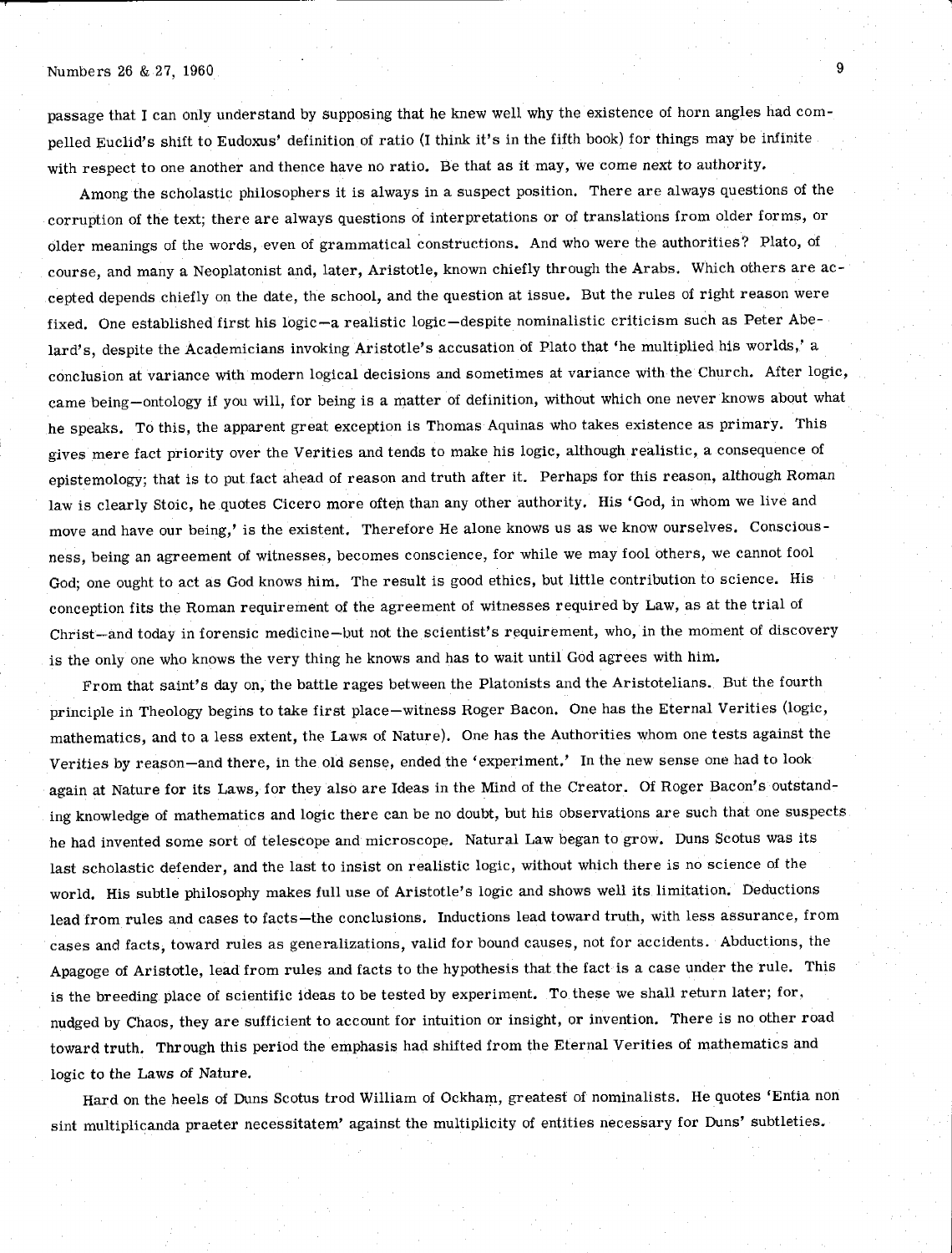passage that I can only understand by supposing that he knew well why the existence of horn angles had compelled Euclid's shift to Eudoxus' definition of ratio (I think it's in the fifth book) for things may be infinite with respect to one another and thence have no ratio. Be that as it may, we come next to authority.

Among the scholastic philosophers it is always in a suspect position. There are always questions of the corruption of the text; there are always questions of interpretations or of translations from older forms, or older meanings of the words, even of grammatical constructions. And who were the authorities? Plato, of course, and many a Neoplatonist and, later, Aristotle, known chiefly through the Arabs. Which others are accepted depends chiefly on the date, the school, and the question at issue. But the rules of right reason were fixed. One established first his logic—a realistic logic—despite nominalistic criticism such as Peter Abelard's, despite the Academicians invoking Aristotle's accusation of Plato that 'he multiplied his worlds,' a conclusion at variance with modern logical decisions and sometimes at variance with the Church. After logic, came being—ontology if you will, for being is a matter of definition, without which one never knows about what he speaks. To this, the apparent great exception is Thomas Aquinas who takes existence as primary. This gives mere fact priority over the Verities and tends to make his logic, although realistic, a consequence of epistemology; that is to put fact ahead of reason and truth after it. Perhaps for this reason, although Roman law is clearly Stoic, he quotes Cicero more often than any other authority. His 'God, in whom we live and move and have our being,' is the existent. Therefore He alone knows us as we know ourselves. Consciousness, being an agreement of witnesses, becomes conscience, for while we may fool others, we cannot fool God; one ought to act as God knows him. The result is good ethics, but little contribution to science. His conception fits the Roman requirement of the agreement of witnesses required by Law, as at the trial of Christ—and today in forensic medicine—but not the scientist's requirement, who, in the moment of discovery is the only one who knows the very thing he knows and has to wait until God agrees with him.

From that saint's day on, the battle rages between the Platonists and the Aristotelians. But the fourth principle in Theology begins to take first place—witness Roger Bacon. One has the Eternal Verities (logic, mathematics, and to a less extent, the Laws of Nature). One has the Authorities whom one tests against the Verities by reason—and there, in the old sense, ended the 'experiment.' In the new sense one had to look again at Nature for its Laws, for they also are Ideas in the Mind of the Creator. Of Roger Bacon's outstanding knowledge of mathematics and logic there can be no doubt, but his observations are such that one suspects he had invented some sort of telescope and microscope. Natural Law began to grow. Duns Scotus was its last scholastic defender, and the last to insist on realistic logic, without which there is no science of the world. His subtle philosophy makes full use of Aristotle's logic and shows well its limitation. Deductions lead from rules and cases to facts—the conclusions. Inductions lead toward truth, with less assurance, from cases and facts, toward rules as generalizations, valid for bound causes, not for accidents. Abductions, the Apagoge of Aristotle, lead from rules and facts to the hypothesis that the fact is a case under the rule. This is the breeding place of scientific ideas to be tested by experiment. To these we shall return later; for, nudged by Chaos, they are sufficient to account for intuition or insight, or invention. There is no other road toward truth. Through this period the emphasis had shifted from the Eternal Verities of mathematics and logic to the Laws of Nature.

Hard on the heels of Duns Scotus trod William of Ockham, greatest of nominalists. He quotes 'Entia non sint multiplicanda praeter necessitatem' against the multiplicity of entities necessary for Duns' subtleties.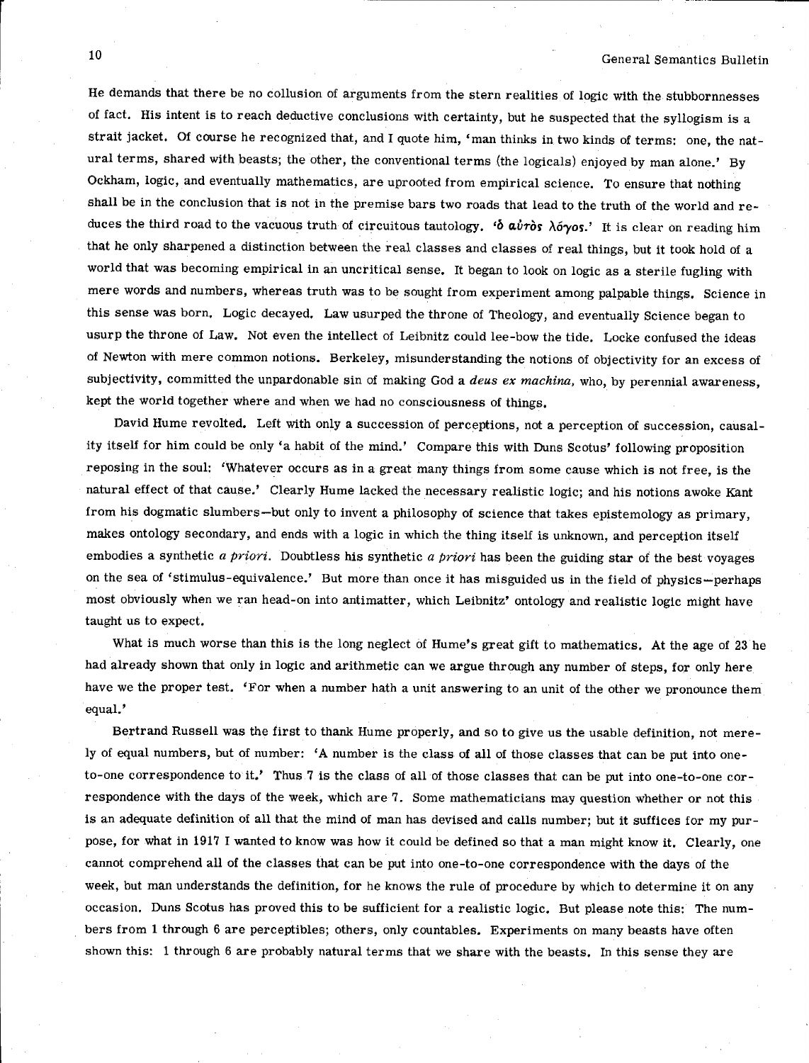He demands that there be no collusion of arguments from the stern realities of logic with the stubbornnesses of fact. His intent is to reach deductive conclusions with certainty, but he suspected that the syllogism is a strait jacket. Of course he recognized that, and I quote him, 'man thinks in two kinds of terms: one, the natural terms, shared with beasts; the other, the conventional terms (the logicals) enjoyed by man alone.' By Ockham, logic, and eventually mathematics, are uprooted from empirical science. To ensure that nothing shall be in the conclusion that is not in the premise bars two roads that lead to the truth of the world and reduces the third road to the vacuous truth of circuitous tautology. '**ὁ αὐτὸς λόγος**.' It is clear on reading him that he only sharpened a distinction between the real classes and classes of real things, but it took hold of a world that was becoming empirical in an uncritical sense. It began to look on logic as a sterile fugling with mere words and numbers, whereas truth was to be sought from experiment among palpable things. Science in this sense was born. Logic decayed. Law usurped the throne of Theology, and eventually Science began to usurp the throne of Law. Not even the intellect of Leibnitz could lee-bow the tide. Locke confused the ideas of Newton with mere common notions. Berkeley, misunderstanding the notions of objectivity for an excess of subjectivity, committed the unpardonable sin of making God a *deus ex machina*, who, by perennial awareness, kept the world together where and when we had no consciousness of things.

David Hume revolted. Left with only a succession of perceptions, not a perception of succession, causality itself for him could be only 'a habit of the mind.' Compare this with Duns Scotus' following proposition reposing in the soul: 'Whatever occurs as in a great many things from some cause which is not free, is the natural effect of that cause.' Clearly Hume lacked the necessary realistic logic; and his notions awoke Kant from his dogmatic slumbers—but only to invent a philosophy of science that takes epistemology as primary, makes ontology secondary, and ends with a logic in which the thing itself is unknown, and perception itself embodies a synthetic *a priori*. Doubtless his synthetic *a priori* has been the guiding star of the best voyages on the sea of 'stimulus-equivalence.' But more than once it has misguided us in the field of physics—perhaps most obviously when we ran head-on into antimatter, which Leibnitz' ontology and realistic logic might have taught us to expect.

What is much worse than this is the long neglect of Hume's great gift to mathematics. At the age of 23 he had already shown that only in logic and arithmetic can we argue through any number of steps, for only here have we the proper test. 'For when a number hath a unit answering to an unit of the other we pronounce them equal.'

Bertrand Russell was the first to thank Hume properly, and so to give us the usable definition, not merely of equal numbers, but of number: 'A number is the class of all of those classes that can be put into one-to-one correspondence to it.' Thus 7 is the class of all of those classes that can be put into one-to-one correspondence with the days of the week, which are 7. Some mathematicians may question whether or not this is an adequate definition of all that the mind of man has devised and calls number; but it suffices for my purpose, for what in 1917 I wanted to know was how it could be defined so that a man might know it. Clearly, one cannot comprehend all of the classes that can be put into one-to-one correspondence with the days of the week, but man understands the definition, for he knows the rule of procedure by which to determine it on any occasion. Duns Scotus has proved this to be sufficient for a realistic logic. But please note this: The numbers from 1 through 6 are perceptibles; others, only countables. Experiments on many beasts have often shown this: 1 through 6 are probably natural terms that we share with the beasts. In this sense they are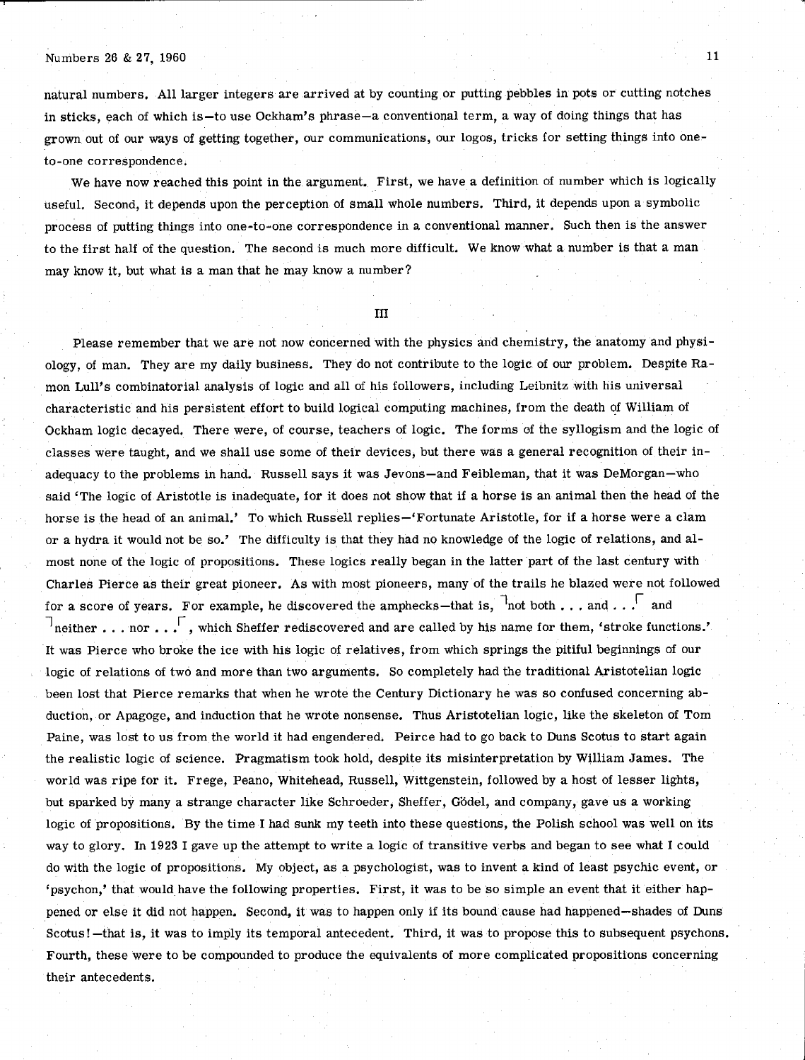natural numbers. All larger integers are arrived at by counting or putting pebbles in pots or cutting notches in sticks, each of which is—to use Ockham's phrase—a conventional term, a way of doing things that has grown out of our ways of getting together, our communications, our logos, tricks for setting things into one-to-one correspondence.

We have now reached this point in the argument. First, we have a definition of number which is logically useful. Second, it depends upon the perception of small whole numbers. Third, it depends upon a symbolic process of putting things into one-to-one correspondence in a conventional manner. Such then is the answer to the first half of the question. The second is much more difficult. We know what a number is that a man may know it, but what is a man that he may know a number?

## III

Please remember that we are not now concerned with the physics and chemistry, the anatomy and physiology, of man. They are my daily business. They do not contribute to the logic of our problem. Despite Ramon Lull's combinatorial analysis of logic and all of his followers, including Leibnitz with his universal characteristic and his persistent effort to build logical computing machines, from the death of William of Ockham logic decayed. There were, of course, teachers of logic. The forms of the syllogism and the logic of classes were taught, and we shall use some of their devices, but there was a general recognition of their inadequacy to the problems in hand. Russell says it was Jevons—and Feibleman, that it was DeMorgan—who said 'The logic of Aristotle is inadequate, for it does not show that if a horse is an animal then the head of the horse is the head of an animal.' To which Russell replies—'Fortunate Aristotle, for if a horse were a clam or a hydra it would not be so.' The difficulty is that they had no knowledge of the logic of relations, and almost none of the logic of propositions. These logics really began in the latter part of the last century with Charles Pierce as their great pioneer. As with most pioneers, many of the trails he blazed were not followed for a score of years. For example, he discovered the amphecks—that is, ⌝not both . . . and . . .⌜ and ⌝neither . . . nor . . .⌜, which Sheffer rediscovered and are called by his name for them, 'stroke functions.' It was Pierce who broke the ice with his logic of relatives, from which springs the pitiful beginnings of our logic of relations of two and more than two arguments. So completely had the traditional Aristotelian logic been lost that Pierce remarks that when he wrote the Century Dictionary he was so confused concerning abduction, or Apagoge, and induction that he wrote nonsense. Thus Aristotelian logic, like the skeleton of Tom Paine, was lost to us from the world it had engendered. Peirce had to go back to Duns Scotus to start again the realistic logic of science. Pragmatism took hold, despite its misinterpretation by William James. The world was ripe for it. Frege, Peano, Whitehead, Russell, Wittgenstein, followed by a host of lesser lights, but sparked by many a strange character like Schroeder, Sheffer, Gödel, and company, gave us a working logic of propositions. By the time I had sunk my teeth into these questions, the Polish school was well on its way to glory. In 1923 I gave up the attempt to write a logic of transitive verbs and began to see what I could do with the logic of propositions. My object, as a psychologist, was to invent a kind of least psychic event, or 'psychon,' that would have the following properties. First, it was to be so simple an event that it either happened or else it did not happen. Second, it was to happen only if its bound cause had happened—shades of Duns Scotus!—that is, it was to imply its temporal antecedent. Third, it was to propose this to subsequent psychons. Fourth, these were to be compounded to produce the equivalents of more complicated propositions concerning their antecedents.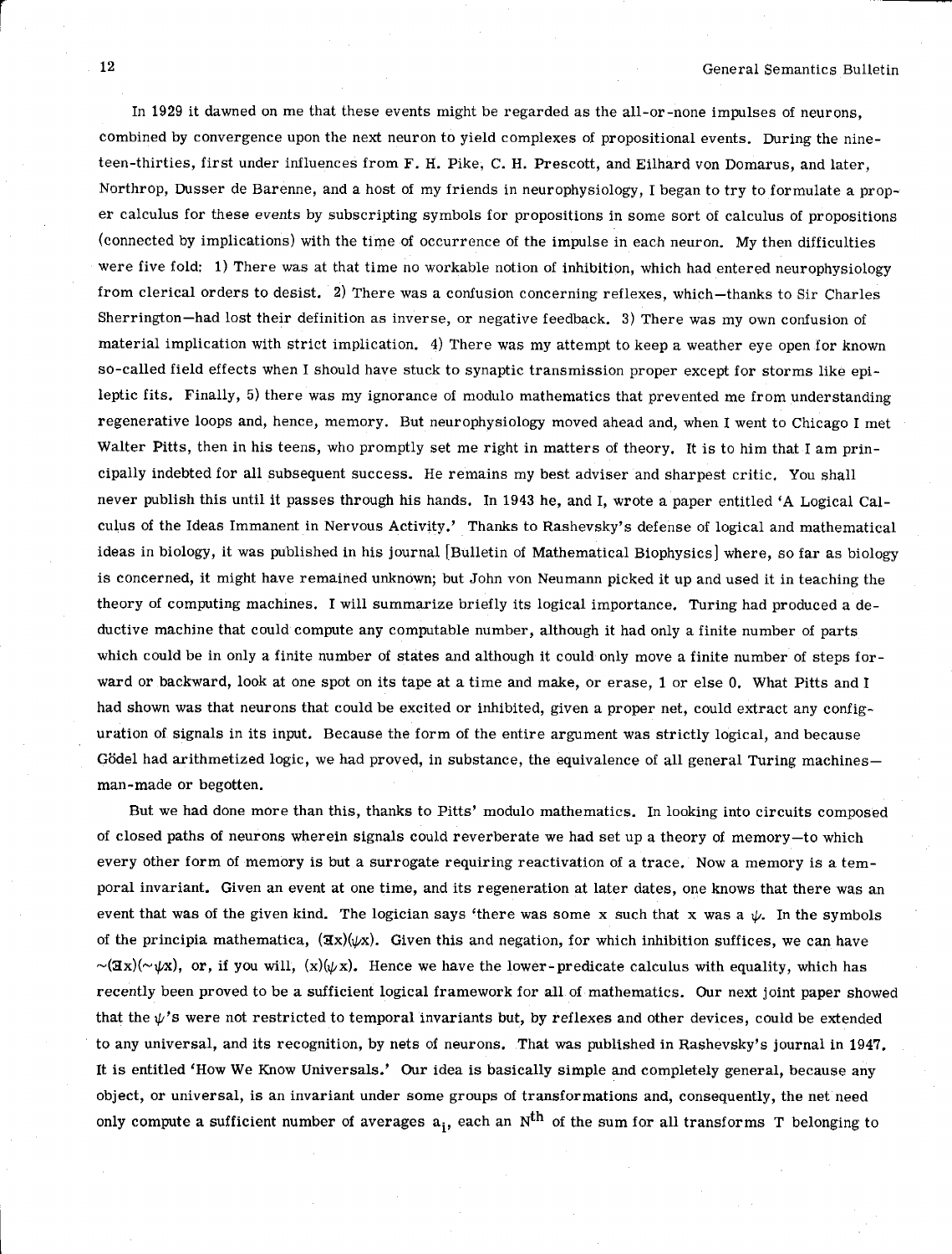In 1929 it dawned on me that these events might be regarded as the all-or-none impulses of neurons, combined by convergence upon the next neuron to yield complexes of propositional events. During the nineteen-thirties, first under influences from F. H. Pike, C. H. Prescott, and Eilhard von Domarus, and later, Northrop, Dusser de Barenne, and a host of my friends in neurophysiology, I began to try to formulate a proper calculus for these *events* by subscripting symbols for propositions in some sort of calculus of propositions (connected by implications) with the time of occurrence of the impulse in each neuron. My then difficulties were five fold: 1) There was at that time no workable notion of inhibition, which had entered neurophysiology from clerical orders to desist. 2) There was a confusion concerning reflexes, which—thanks to Sir Charles Sherrington—had lost their definition as inverse, or negative feedback. 3) There was my own confusion of material implication with strict implication. 4) There was my attempt to keep a weather eye open for known so-called field effects when I should have stuck to synaptic transmission proper except for storms like epileptic fits. Finally, 5) there was my ignorance of modulo mathematics that prevented me from understanding regenerative loops and, hence, memory. But neurophysiology moved ahead and, when I went to Chicago I met Walter Pitts, then in his teens, who promptly set me right in matters of theory. It is to him that I am principally indebted for all subsequent success. He remains my best adviser and sharpest critic. You shall never publish this until it passes through his hands. In 1943 he, and I, wrote a paper entitled 'A Logical Calculus of the Ideas Immanent in Nervous Activity.' Thanks to Rashevsky's defense of logical and mathematical ideas in biology, it was published in his journal [Bulletin of Mathematical Biophysics] where, so far as biology is concerned, it might have remained unknown; but John von Neumann picked it up and used it in teaching the theory of computing machines. I will summarize briefly its logical importance. Turing had produced a deductive machine that could compute any computable number, although it had only a finite number of parts which could be in only a finite number of states and although it could only move a finite number of steps forward or backward, look at one spot on its tape at a time and make, or erase, 1 or else 0. What Pitts and I had shown was that neurons that could be excited or inhibited, given a proper net, could extract any configuration of signals in its input. Because the form of the entire argument was strictly logical, and because Gödel had arithmetized logic, we had proved, in substance, the equivalence of all general Turing machines—man-made or begotten.

But we had done more than this, thanks to Pitts' modulo mathematics. In looking into circuits composed of closed paths of neurons wherein signals could reverberate we had set up a theory of memory—to which every other form of memory is but a surrogate requiring reactivation of a trace. Now a memory is a temporal invariant. Given an event at one time, and its regeneration at later dates, one knows that there was an event that was of the given kind. The logician says 'there was some x such that x was a $\psi$. In the symbols of the principia mathematica, $(\exists x)(\psi x)$. Given this and negation, for which inhibition suffices, we can have $\sim(\exists x)(\sim\psi x)$, or, if you will, $(x)(\psi x)$. Hence we have the lower-predicate calculus with equality, which has recently been proved to be a sufficient logical framework for all of mathematics. Our next joint paper showed that the $\psi$'s were not restricted to temporal invariants but, by reflexes and other devices, could be extended to any universal, and its recognition, by nets of neurons. That was published in Rashevsky's journal in 1947. It is entitled 'How We Know Universals.' Our idea is basically simple and completely general, because any object, or universal, is an invariant under some groups of transformations and, consequently, the net need only compute a sufficient number of averages $a_i$, each an $N^{th}$ of the sum for all transforms T belonging to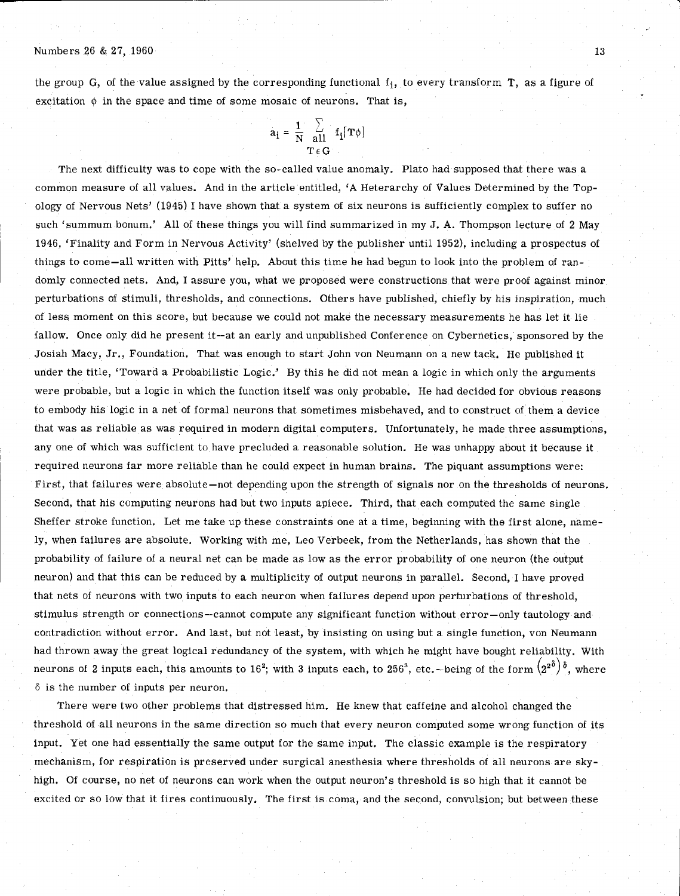the group G, of the value assigned by the corresponding functional $f_i$, to every transform T, as a figure of excitation $\phi$ in the space and time of some mosaic of neurons. That is,

$$a_i = \frac{1}{N} \sum_{\substack{\text{all} \\ T \in G}} f_i[T\phi]$$

The next difficulty was to cope with the so-called value anomaly. Plato had supposed that there was a common measure of all values. And in the article entitled, 'A Heterarchy of Values Determined by the Topology of Nervous Nets' (1945) I have shown that a system of six neurons is sufficiently complex to suffer no such 'summum bonum.' All of these things you will find summarized in my J. A. Thompson lecture of 2 May 1946, 'Finality and Form in Nervous Activity' (shelved by the publisher until 1952), including a prospectus of things to come—all written with Pitts' help. About this time he had begun to look into the problem of randomly connected nets. And, I assure you, what we proposed were constructions that were proof against minor perturbations of stimuli, thresholds, and connections. Others have published, chiefly by his inspiration, much of less moment on this score, but because we could not make the necessary measurements he has let it lie fallow. Once only did he present it—at an early and unpublished Conference on Cybernetics, sponsored by the Josiah Macy, Jr., Foundation. That was enough to start John von Neumann on a new tack. He published it under the title, 'Toward a Probabilistic Logic.' By this he did not mean a logic in which only the arguments were probable, but a logic in which the function itself was only probable. He had decided for obvious reasons to embody his logic in a net of formal neurons that sometimes misbehaved, and to construct of them a device that was as reliable as was required in modern digital computers. Unfortunately, he made three assumptions, any one of which was sufficient to have precluded a reasonable solution. He was unhappy about it because it required neurons far more reliable than he could expect in human brains. The piquant assumptions were: First, that failures were absolute—not depending upon the strength of signals nor on the thresholds of neurons. Second, that his computing neurons had but two inputs apiece. Third, that each computed the same single Sheffer stroke function. Let me take up these constraints one at a time, beginning with the first alone, namely, when failures are absolute. Working with me, Leo Verbeek, from the Netherlands, has shown that the probability of failure of a neural net can be made as low as the error probability of one neuron (the output neuron) and that this can be reduced by a multiplicity of output neurons in parallel. Second, I have proved that nets of neurons with two inputs to each neuron when failures depend upon perturbations of threshold, stimulus strength or connections—cannot compute any significant function without error—only tautology and contradiction without error. And last, but not least, by insisting on using but a single function, von Neumann had thrown away the great logical redundancy of the system, with which he might have bought reliability. With neurons of 2 inputs each, this amounts to $16^2$; with 3 inputs each, to $256^3$, etc.—being of the form $\left(2^{2^\delta}\right)^\delta$, where $\delta$ is the number of inputs per neuron.

There were two other problems that distressed him. He knew that caffeine and alcohol changed the threshold of all neurons in the same direction so much that every neuron computed some wrong function of its input. Yet one had essentially the same output for the same input. The classic example is the respiratory mechanism, for respiration is preserved under surgical anesthesia where thresholds of all neurons are sky-high. Of course, no net of neurons can work when the output neuron's threshold is so high that it cannot be excited or so low that it fires continuously. The first is coma, and the second, convulsion; but between these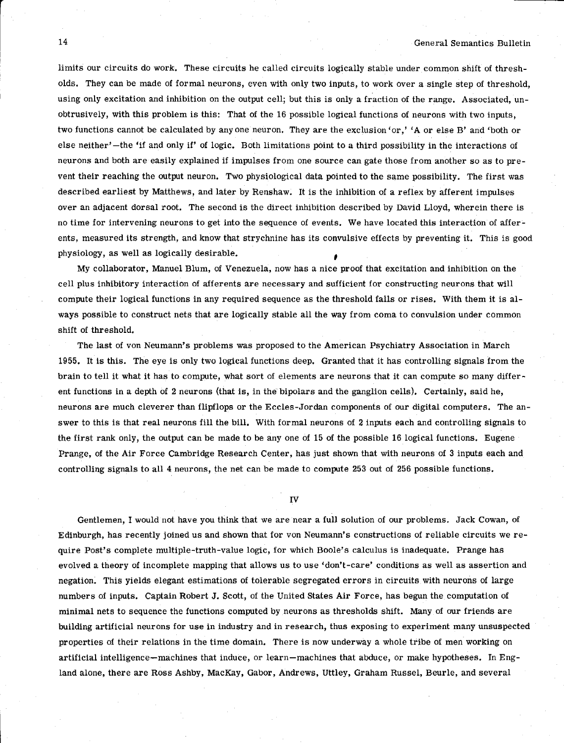limits our circuits do work. These circuits he called circuits logically stable under common shift of thresholds. They can be made of formal neurons, even with only two inputs, to work over a single step of threshold, using only excitation and inhibition on the output cell; but this is only a fraction of the range. Associated, unobtrusively, with this problem is this: That of the 16 possible logical functions of neurons with two inputs, two functions cannot be calculated by any one neuron. They are the exclusion 'or,' 'A or else B' and 'both or else neither'—the 'if and only if' of logic. Both limitations point to a third possibility in the interactions of neurons and both are easily explained if impulses from one source can gate those from another so as to prevent their reaching the output neuron. Two physiological data pointed to the same possibility. The first was described earliest by Matthews, and later by Renshaw. It is the inhibition of a reflex by afferent impulses over an adjacent dorsal root. The second is the direct inhibition described by David Lloyd, wherein there is no time for intervening neurons to get into the sequence of events. We have located this interaction of afferents, measured its strength, and know that strychnine has its convulsive effects by preventing it. This is good physiology, as well as logically desirable.

My collaborator, Manuel Blum, of Venezuela, now has a nice proof that excitation and inhibition on the cell plus inhibitory interaction of afferents are necessary and sufficient for constructing neurons that will compute their logical functions in any required sequence as the threshold falls or rises. With them it is always possible to construct nets that are logically stable all the way from coma to convulsion under common shift of threshold.

The last of von Neumann's problems was proposed to the American Psychiatry Association in March 1955. It is this. The eye is only two logical functions deep. Granted that it has controlling signals from the brain to tell it what it has to compute, what sort of elements are neurons that it can compute so many different functions in a depth of 2 neurons (that is, in the bipolars and the ganglion cells). Certainly, said he, neurons are much cleverer than flipflops or the Eccles-Jordan components of our digital computers. The answer to this is that real neurons fill the bill. With formal neurons of 2 inputs each and controlling signals to the first rank only, the output can be made to be any one of 15 of the possible 16 logical functions. Eugene Prange, of the Air Force Cambridge Research Center, has just shown that with neurons of 3 inputs each and controlling signals to all 4 neurons, the net can be made to compute 253 out of 256 possible functions.

## IV

Gentlemen, I would not have you think that we are near a full solution of our problems. Jack Cowan, of Edinburgh, has recently joined us and shown that for von Neumann's constructions of reliable circuits we require Post's complete multiple-truth-value logic, for which Boole's calculus is inadequate. Prange has evolved a theory of incomplete mapping that allows us to use 'don't-care' conditions as well as assertion and negation. This yields elegant estimations of tolerable segregated errors in circuits with neurons of large numbers of inputs. Captain Robert J. Scott, of the United States Air Force, has begun the computation of minimal nets to sequence the functions computed by neurons as thresholds shift. Many of our friends are building artificial neurons for use in industry and in research, thus exposing to experiment many unsuspected properties of their relations in the time domain. There is now underway a whole tribe of men working on artificial intelligence—machines that induce, or learn—machines that abduce, or make hypotheses. In England alone, there are Ross Ashby, MacKay, Gabor, Andrews, Uttley, Graham Russel, Beurle, and several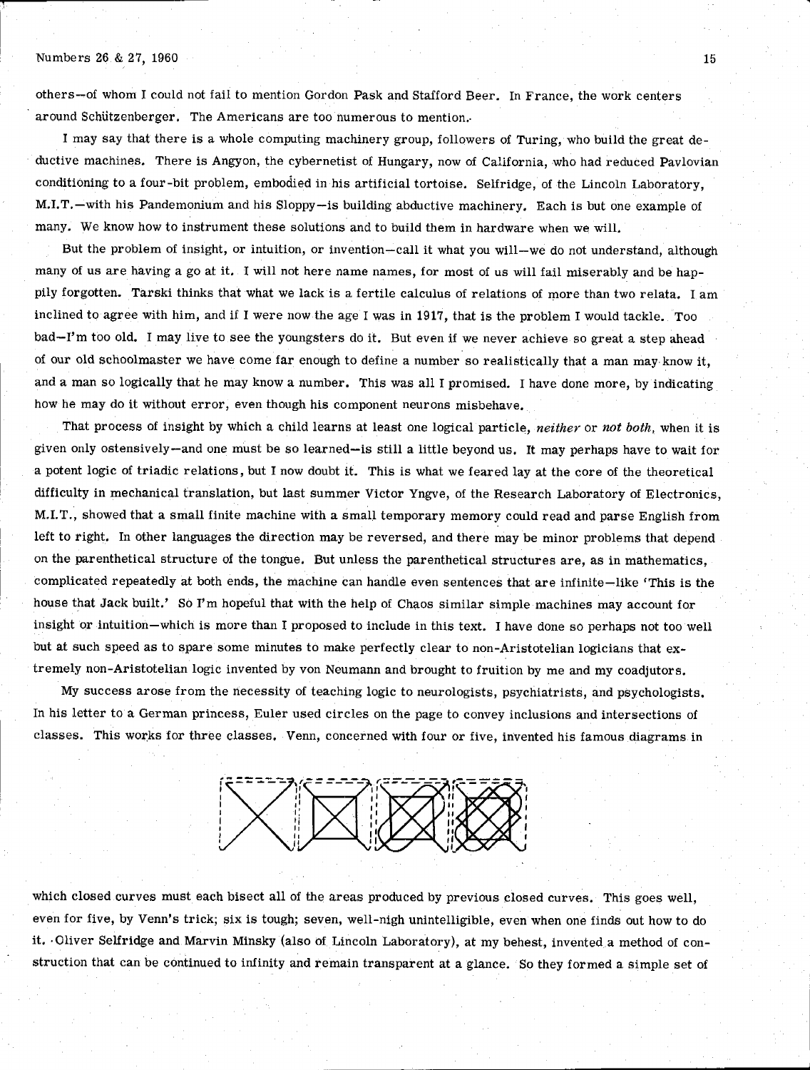others—of whom I could not fail to mention Gordon Pask and Stafford Beer. In France, the work centers around Schützenberger. The Americans are too numerous to mention.

I may say that there is a whole computing machinery group, followers of Turing, who build the great deductive machines. There is Angyon, the cybernetist of Hungary, now of California, who had reduced Pavlovian conditioning to a four-bit problem, embodied in his artificial tortoise. Selfridge, of the Lincoln Laboratory, M.I.T.—with his Pandemonium and his Sloppy—is building abductive machinery. Each is but one example of many. We know how to instrument these solutions and to build them in hardware when we will.

But the problem of insight, or intuition, or invention—call it what you will—we do not understand, although many of us are having a go at it. I will not here name names, for most of us will fail miserably and be happily forgotten. Tarski thinks that what we lack is a fertile calculus of relations of more than two relata. I am inclined to agree with him, and if I were now the age I was in 1917, that is the problem I would tackle. Too bad—I'm too old. I may live to see the youngsters do it. But even if we never achieve so great a step ahead of our old schoolmaster we have come far enough to define a number so realistically that a man may know it, and a man so logically that he may know a number. This was all I promised. I have done more, by indicating how he may do it without error, even though his component neurons misbehave.

That process of insight by which a child learns at least one logical particle, *neither* or *not both*, when it is given only ostensively—and one must be so learned—is still a little beyond us. It may perhaps have to wait for a potent logic of triadic relations, but I now doubt it. This is what we feared lay at the core of the theoretical difficulty in mechanical translation, but last summer Victor Yngve, of the Research Laboratory of Electronics, M.I.T., showed that a small finite machine with a small temporary memory could read and parse English from left to right. In other languages the direction may be reversed, and there may be minor problems that depend on the parenthetical structure of the tongue. But unless the parenthetical structures are, as in mathematics, complicated repeatedly at both ends, the machine can handle even sentences that are infinite—like 'This is the house that Jack built.' So I'm hopeful that with the help of Chaos similar simple machines may account for insight or intuition—which is more than I proposed to include in this text. I have done so perhaps not too well but at such speed as to spare some minutes to make perfectly clear to non-Aristotelian logicians that extremely non-Aristotelian logic invented by von Neumann and brought to fruition by me and my coadjutors.

My success arose from the necessity of teaching logic to neurologists, psychiatrists, and psychologists. In his letter to a German princess, Euler used circles on the page to convey inclusions and intersections of classes. This works for three classes. Venn, concerned with four or five, invented his famous diagrams in which closed curves must each bisect all of the areas produced by previous closed curves. This goes well, even for five, by Venn's trick; six is tough; seven, well-nigh unintelligible, even when one finds out how to do it. Oliver Selfridge and Marvin Minsky (also of Lincoln Laboratory), at my behest, invented a method of construction that can be continued to infinity and remain transparent at a glance. So they formed a simple set of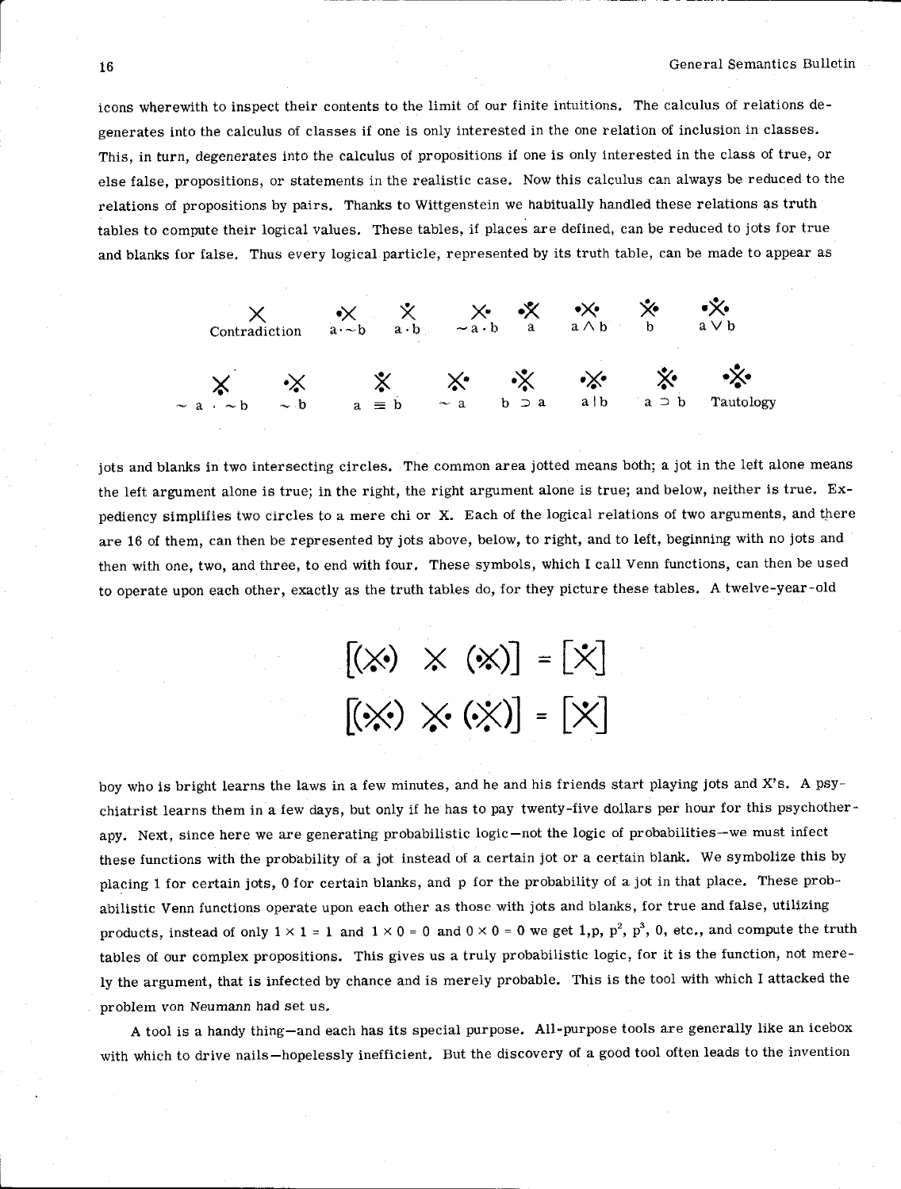icons wherewith to inspect their contents to the limit of our finite intuitions. The calculus of relations degenerates into the calculus of classes if one is only interested in the one relation of inclusion in classes. This, in turn, degenerates into the calculus of propositions if one is only interested in the class of true, or else false, propositions, or statements in the realistic case. Now this calculus can always be reduced to the relations of propositions by pairs. Thanks to Wittgenstein we habitually handled these relations as truth tables to compute their logical values. These tables, if places are defined, can be reduced to jots for true and blanks for false. Thus every logical particle, represented by its truth table, can be made to appear as

| X | •X | X | X• | •X | •X• | X• | •X• |
|---|---|---|---|---|---|---|---|
| Contradiction | $a \cdot \sim b$ | $a \cdot b$ | $\sim a \cdot b$ | $a$ | $a \wedge b$ | $b$ | $a \vee b$ |

| X | •X | X | X• | •X | •X• | X• | •X• |
|---|---|---|---|---|---|---|---|
| $\sim a \cdot \sim b$ | $\sim b$ | $a \equiv b$ | $\sim a$ | $b \supset a$ | $a \mid b$ | $a \supset b$ | Tautology |

jots and blanks in two intersecting circles. The common area jotted means both; a jot in the left alone means the left argument alone is true; in the right, the right argument alone is true; and below, neither is true. Expediency simplifies two circles to a mere chi or X. Each of the logical relations of two arguments, and there are 16 of them, can then be represented by jots above, below, to right, and to left, beginning with no jots and then with one, two, and three, to end with four. These symbols, which I call Venn functions, can then be used to operate upon each other, exactly as the truth tables do, for they picture these tables. A twelve-year-old

[(X•) X (•X)] = [X]

[(•X•) X• (•X)] = [X]

boy who is bright learns the laws in a few minutes, and he and his friends start playing jots and X's. A psychiatrist learns them in a few days, but only if he has to pay twenty-five dollars per hour for this psychotherapy. Next, since here we are generating probabilistic logic—not the logic of probabilities—we must infect these functions with the probability of a jot instead of a certain jot or a certain blank. We symbolize this by placing 1 for certain jots, 0 for certain blanks, and p for the probability of a jot in that place. These probabilistic Venn functions operate upon each other as those with jots and blanks, for true and false, utilizing products, instead of only $1 \times 1 = 1$ and $1 \times 0 = 0$ and $0 \times 0 = 0$ we get $1, p, p^2, p^3, 0$, etc., and compute the truth tables of our complex propositions. This gives us a truly probabilistic logic, for it is the function, not merely the argument, that is infected by chance and is merely probable. This is the tool with which I attacked the problem von Neumann had set us.

A tool is a handy thing—and each has its special purpose. All-purpose tools are generally like an icebox with which to drive nails—hopelessly inefficient. But the discovery of a good tool often leads to the invention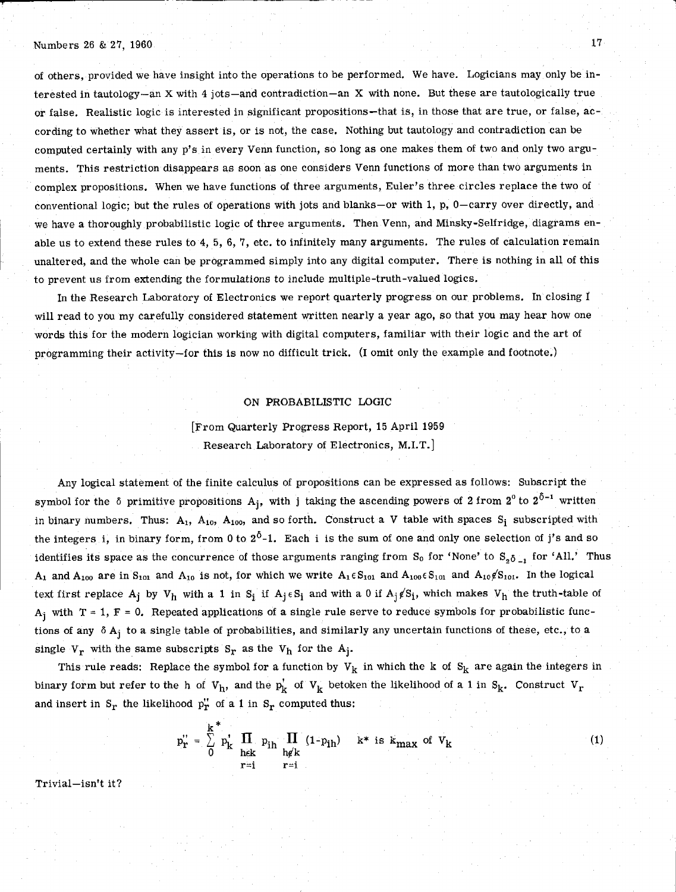of others, provided we have insight into the operations to be performed. We have. Logicians may only be interested in tautology—an X with 4 jots—and contradiction—an X with none. But these are tautologically true or false. Realistic logic is interested in significant propositions—that is, in those that are true, or false, according to whether what they assert is, or is not, the case. Nothing but tautology and contradiction can be computed certainly with any p's in every Venn function, so long as one makes them of two and only two arguments. This restriction disappears as soon as one considers Venn functions of more than two arguments in complex propositions. When we have functions of three arguments, Euler's three circles replace the two of conventional logic; but the rules of operations with jots and blanks—or with 1, p, 0—carry over directly, and we have a thoroughly probabilistic logic of three arguments. Then Venn, and Minsky-Selfridge, diagrams enable us to extend these rules to 4, 5, 6, 7, etc. to infinitely many arguments. The rules of calculation remain unaltered, and the whole can be programmed simply into any digital computer. There is nothing in all of this to prevent us from extending the formulations to include multiple-truth-valued logics.

In the Research Laboratory of Electronics we report quarterly progress on our problems. In closing I will read to you my carefully considered statement written nearly a year ago, so that you may hear how one words this for the modern logician working with digital computers, familiar with their logic and the art of programming their activity—for this is now no difficult trick. (I omit only the example and footnote.)

## ON PROBABILISTIC LOGIC

[From Quarterly Progress Report, 15 April 1959
Research Laboratory of Electronics, M.I.T.]

Any logical statement of the finite calculus of propositions can be expressed as follows: Subscript the symbol for the $\delta$ primitive propositions $A_j$, with j taking the ascending powers of 2 from $2^0$ to $2^{\delta-1}$ written in binary numbers. Thus: $A_1$, $A_{10}$, $A_{100}$, and so forth. Construct a V table with spaces $S_i$ subscripted with the integers i, in binary form, from 0 to $2^{\delta}-1$. Each i is the sum of one and only one selection of j's and so identifies its space as the concurrence of those arguments ranging from $S_0$ for 'None' to $S_{2^{\delta}-1}$ for 'All.' Thus $A_1$ and $A_{100}$ are in $S_{101}$ and $A_{10}$ is not, for which we write $A_1 \epsilon S_{101}$ and $A_{100} \epsilon S_{101}$ and $A_{10} \notin S_{101}$. In the logical text first replace $A_j$ by $V_h$ with a 1 in $S_i$ if $A_j \epsilon S_i$ and with a 0 if $A_j \notin S_i$, which makes $V_h$ the truth-table of $A_j$ with T = 1, F = 0. Repeated applications of a single rule serve to reduce symbols for probabilistic functions of any $\delta A_j$ to a single table of probabilities, and similarly any uncertain functions of these, etc., to a single $V_r$ with the same subscripts $S_r$ as the $V_h$ for the $A_j$.

This rule reads: Replace the symbol for a function by $V_k$ in which the k of $S_k$ are again the integers in binary form but refer to the h of $V_h$, and the $p'_k$ of $V_k$ betoken the likelihood of a 1 in $S_k$. Construct $V_r$ and insert in $S_r$ the likelihood $p''_r$ of a 1 in $S_r$ computed thus:

$$p''_r = \sum_0^{k^*} p'_k \prod_{\substack{h \epsilon k \\ r=i}} p_{ih} \prod_{\substack{h \notin k \\ r=i}} (1-p_{ih}) \quad k^* \text{ is } k_{max} \text{ of } V_k \tag{1}$$

Trivial—isn't it?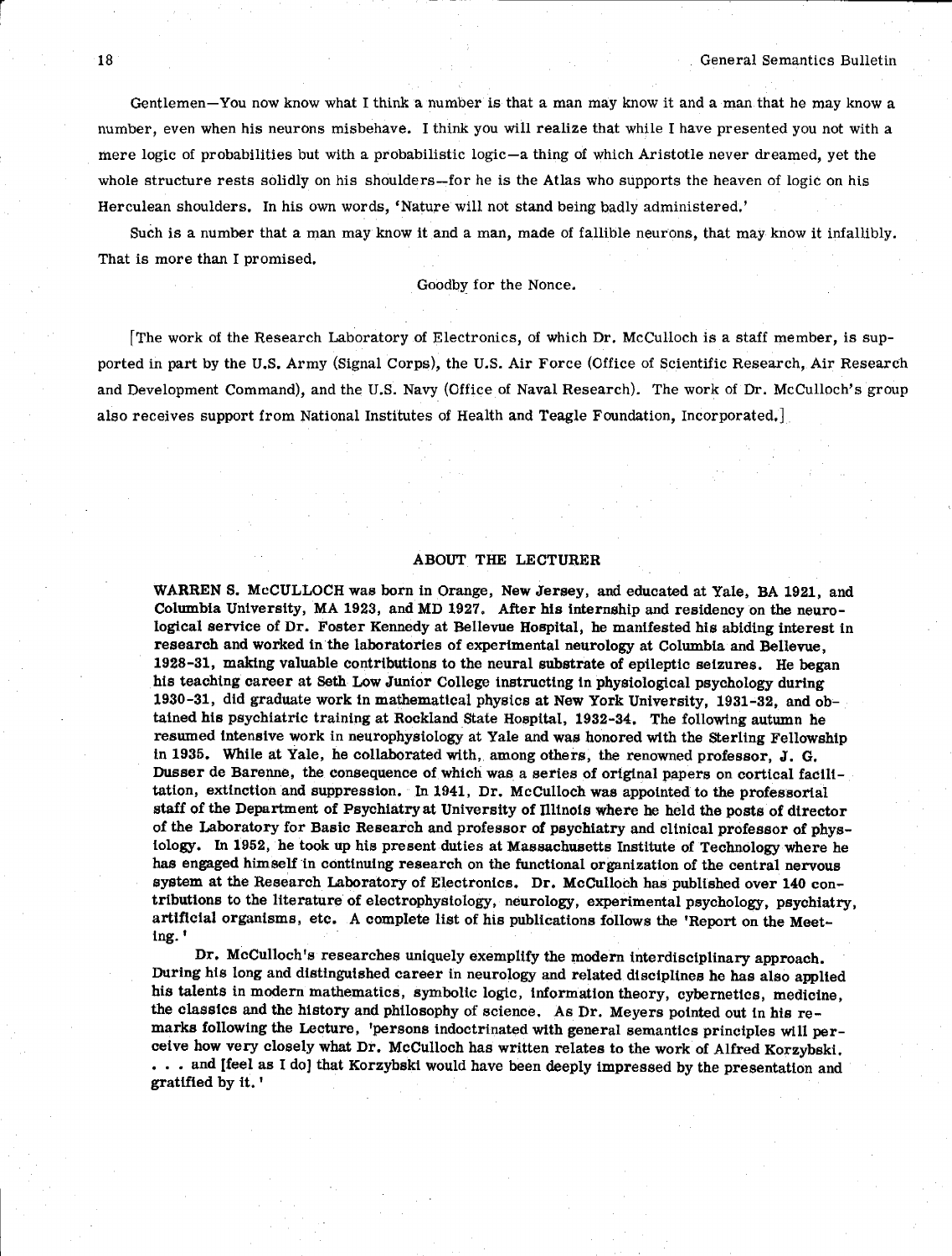Gentlemen—You now know what I think a number is that a man may know it and a man that he may know a number, even when his neurons misbehave. I think you will realize that while I have presented you not with a mere logic of probabilities but with a probabilistic logic—a thing of which Aristotle never dreamed, yet the whole structure rests solidly on his shoulders—for he is the Atlas who supports the heaven of logic on his Herculean shoulders. In his own words, 'Nature will not stand being badly administered.'

Such is a number that a man may know it and a man, made of fallible neurons, that may know it infallibly. That is more than I promised.

Goodby for the Nonce.

[The work of the Research Laboratory of Electronics, of which Dr. McCulloch is a staff member, is supported in part by the U.S. Army (Signal Corps), the U.S. Air Force (Office of Scientific Research, Air Research and Development Command), and the U.S. Navy (Office of Naval Research). The work of Dr. McCulloch's group also receives support from National Institutes of Health and Teagle Foundation, Incorporated.]

## ABOUT THE LECTURER

**WARREN S. McCULLOCH was born in Orange, New Jersey, and educated at Yale, BA 1921, and Columbia University, MA 1923, and MD 1927. After his internship and residency on the neurological service of Dr. Foster Kennedy at Bellevue Hospital, he manifested his abiding interest in research and worked in the laboratories of experimental neurology at Columbia and Bellevue, 1928-31, making valuable contributions to the neural substrate of epileptic seizures. He began his teaching career at Seth Low Junior College instructing in physiological psychology during 1930-31, did graduate work in mathematical physics at New York University, 1931-32, and obtained his psychiatric training at Rockland State Hospital, 1932-34. The following autumn he resumed intensive work in neurophysiology at Yale and was honored with the Sterling Fellowship in 1935. While at Yale, he collaborated with, among others, the renowned professor, J. G. Dusser de Barenne, the consequence of which was a series of original papers on cortical facilitation, extinction and suppression. In 1941, Dr. McCulloch was appointed to the professorial staff of the Department of Psychiatry at University of Illinois where he held the posts of director of the Laboratory for Basic Research and professor of psychiatry and clinical professor of physiology. In 1952, he took up his present duties at Massachusetts Institute of Technology where he has engaged himself in continuing research on the functional organization of the central nervous system at the Research Laboratory of Electronics. Dr. McCulloch has published over 140 contributions to the literature of electrophysiology, neurology, experimental psychology, psychiatry, artificial organisms, etc. A complete list of his publications follows the 'Report on the Meeting.'**

**Dr. McCulloch's researches uniquely exemplify the modern interdisciplinary approach. During his long and distinguished career in neurology and related disciplines he has also applied his talents in modern mathematics, symbolic logic, information theory, cybernetics, medicine, the classics and the history and philosophy of science. As Dr. Meyers pointed out in his remarks following the Lecture, 'persons indoctrinated with general semantics principles will perceive how very closely what Dr. McCulloch has written relates to the work of Alfred Korzybski. . . . and [feel as I do] that Korzybski would have been deeply impressed by the presentation and gratified by it.'**